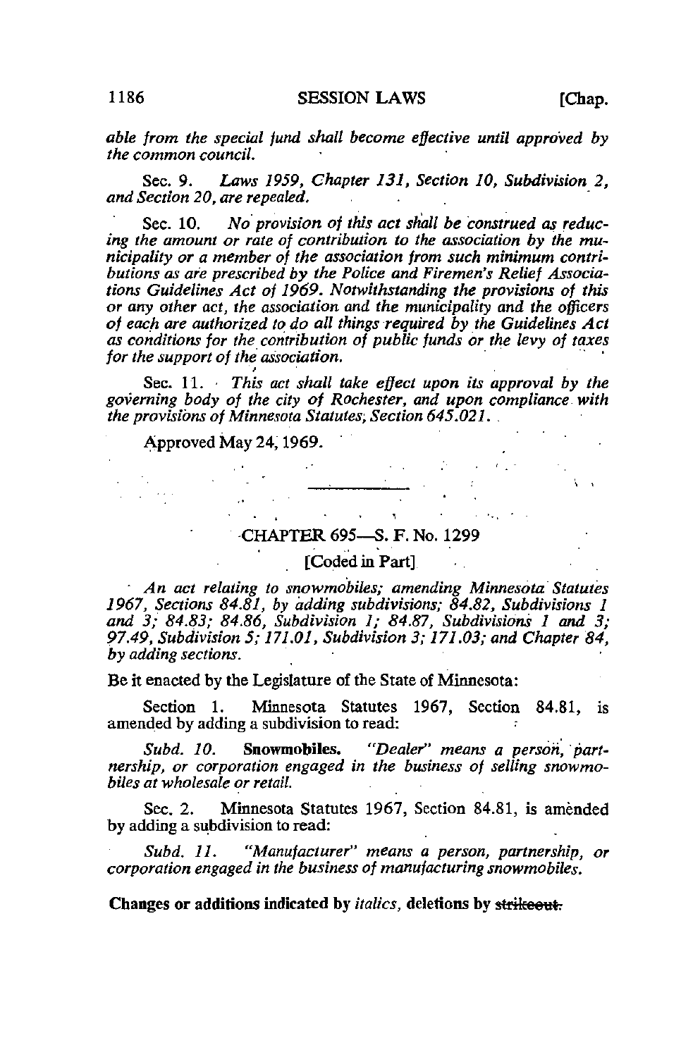*able from the special fund shall become effective until approved by the common council.*

Sec. 9. *Laws 1959, Chapter 131, Section 10, Subdivision 2, and Section 20, are repealed.*

Sec. 10. *No provision of this act shall be construed as reducing the amount or rate of contribution to the association by the municipality or a member of the association from such minimum contributions as are prescribed by the Police and Firemen's Relief Associations Guidelines Act of 1969. Notwithstanding the provisions of this or any other act, the association and the municipality and the officers of each are authorized to do all things required by the Guidelines Act as conditions for the contribution of public funds or the levy of taxes for the support of the association.*

Sec. 11. *This act shall take effect upon its approval by the governing body of the city of Rochester, and upon compliance with the provisions of Minnesota Statutes, Section 645.021.*

Approved May 24, 1969.

---

## CHAPTER 695—S. F. No. 1299

[Coded in Part]

*An act relating to snowmobiles; amending Minnesota Statutes 1967, Sections 84.81, by adding subdivisions; 84.82, Subdivisions 1 and 3; 84.83; 84.86, Subdivision 1; 84.87, Subdivisions 1 and 3; 97.49, Subdivision 5; 171.01, Subdivision 3; 171.03; and Chapter 84, by adding sections.*

Be it enacted by the Legislature of the State of Minnesota:

Section 1. Minnesota Statutes 1967, Section 84.81, is amended by adding a subdivision to read:

*Subd. 10.* **Snowmobiles.** *"Dealer" means a person, partnership, or corporation engaged in the business of selling snowmobiles at wholesale or retail.*

Sec. 2. Minnesota Statutes 1967, Section 84.81, is amended by adding a subdivision to read:

*Subd. 11. "Manufacturer" means a person, partnership, or corporation engaged in the business of manufacturing snowmobiles.*

**Changes or additions indicated by** *italics*, **deletions by** ~~strikeout.~~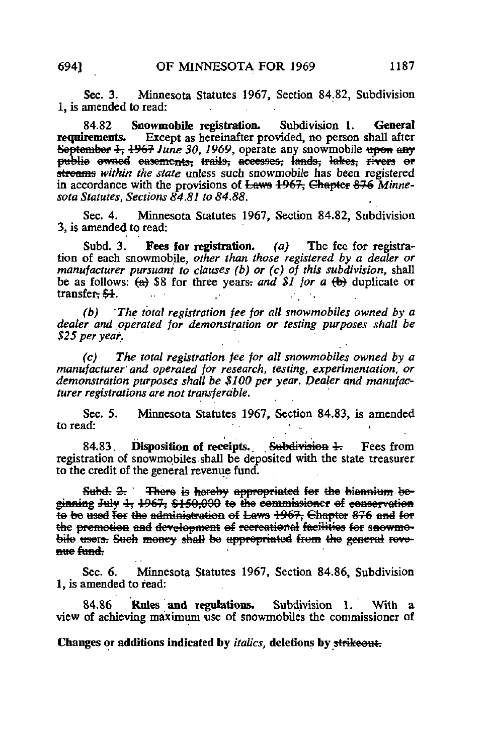Sec. 3. Minnesota Statutes 1967, Section 84.82, Subdivision 1, is amended to read:

84.82 **Snowmobile registration.** Subdivision 1. **General requirements.** Except as hereinafter provided, no person shall after ~~September 1, 1967~~ *June 30, 1969*, operate any snowmobile ~~upon any public owned easements, trails, accesses, lands, lakes, rivers or streams~~ *within the state* unless such snowmobile has been registered in accordance with the provisions of ~~Laws 1967, Chapter 876~~ *Minnesota Statutes, Sections 84.81 to 84.88.*

Sec. 4. Minnesota Statutes 1967, Section 84.82, Subdivision 3, is amended to read:

Subd. 3. **Fees for registration.** *(a)* The fee for registration of each snowmobile, *other than those registered by a dealer or manufacturer pursuant to clauses (b) or (c) of this subdivision,* shall be as follows: ~~(a)~~ $8 for three years~~.~~ *and $1 for a* ~~(b)~~ duplicate or transfer~~, $1~~.

*(b) The total registration fee for all snowmobiles owned by a dealer and operated for demonstration or testing purposes shall be $25 per year.*

*(c) The total registration fee for all snowmobiles owned by a manufacturer and operated for research, testing, experimentation, or demonstration purposes shall be $100 per year. Dealer and manufacturer registrations are not transferable.*

Sec. 5. Minnesota Statutes 1967, Section 84.83, is amended to read:

84.83 **Disposition of receipts.** ~~Subdivision 1.~~ Fees from registration of snowmobiles shall be deposited with the state treasurer to the credit of the general revenue fund.

~~Subd. 2. There is hereby appropriated for the biennium beginning July 1, 1967, $150,000 to the commissioner of conservation to be used for the administration of Laws 1967, Chapter 876 and for the promotion and development of recreational facilities for snowmobile users. Such money shall be appropriated from the general revenue fund.~~

Sec. 6. Minnesota Statutes 1967, Section 84.86, Subdivision 1, is amended to read:

84.86 **Rules and regulations.** Subdivision 1. With a view of achieving maximum use of snowmobiles the commissioner of

**Changes or additions indicated by** *italics*, **deletions by** ~~strikeout.~~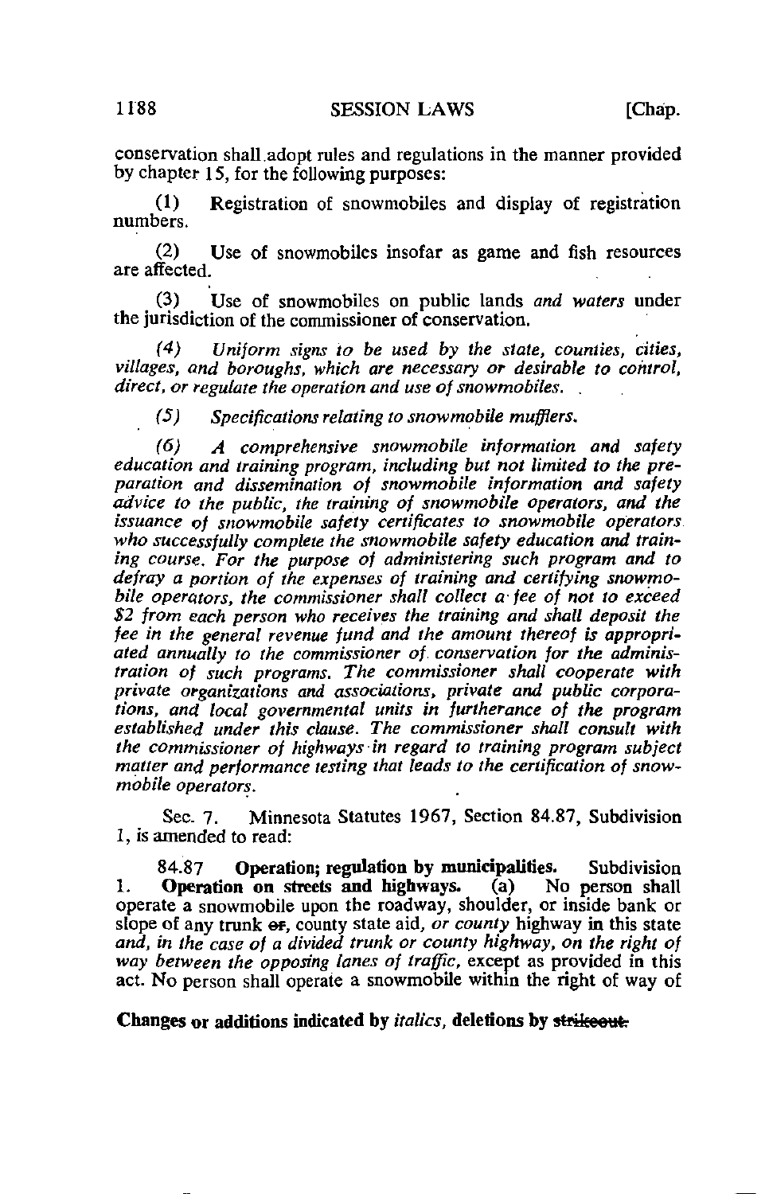conservation shall adopt rules and regulations in the manner provided by chapter 15, for the following purposes:

(1) Registration of snowmobiles and display of registration numbers.

(2) Use of snowmobiles insofar as game and fish resources are affected.

(3) Use of snowmobiles on public lands *and waters* under the jurisdiction of the commissioner of conservation.

*(4) Uniform signs to be used by the state, counties, cities, villages, and boroughs, which are necessary or desirable to control, direct, or regulate the operation and use of snowmobiles.*

*(5) Specifications relating to snowmobile mufflers.*

*(6) A comprehensive snowmobile information and safety education and training program, including but not limited to the preparation and dissemination of snowmobile information and safety advice to the public, the training of snowmobile operators, and the issuance of snowmobile safety certificates to snowmobile operators who successfully complete the snowmobile safety education and training course. For the purpose of administering such program and to defray a portion of the expenses of training and certifying snowmobile operators, the commissioner shall collect a fee of not to exceed $2 from each person who receives the training and shall deposit the fee in the general revenue fund and the amount thereof is appropriated annually to the commissioner of conservation for the administration of such programs. The commissioner shall cooperate with private organizations and associations, private and public corporations, and local governmental units in furtherance of the program established under this clause. The commissioner shall consult with the commissioner of highways in regard to training program subject matter and performance testing that leads to the certification of snowmobile operators.*

Sec. 7. Minnesota Statutes 1967, Section 84.87, Subdivision 1, is amended to read:

84.87 **Operation; regulation by municipalities.** Subdivision 1. **Operation on streets and highways.** (a) No person shall operate a snowmobile upon the roadway, shoulder, or inside bank or slope of any trunk ~~or~~, county state aid, *or county* highway in this state *and, in the case of a divided trunk or county highway, on the right of way between the opposing lanes of traffic,* except as provided in this act. No person shall operate a snowmobile within the right of way of

**Changes or additions indicated by *italics*, deletions by ~~strikeout~~.**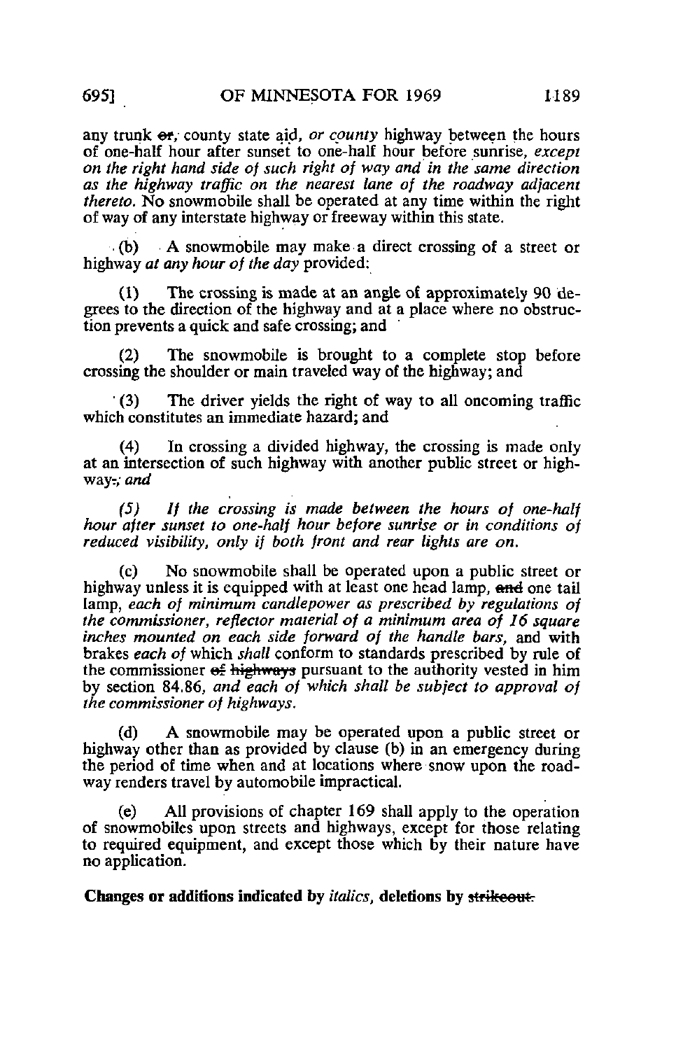any trunk ~~or~~, county state aid, *or county* highway between the hours of one-half hour after sunset to one-half hour before sunrise, *except on the right hand side of such right of way and in the same direction as the highway traffic on the nearest lane of the roadway adjacent thereto.* No snowmobile shall be operated at any time within the right of way of any interstate highway or freeway within this state.

(b) A snowmobile may make a direct crossing of a street or highway *at any hour of the day* provided:

(1) The crossing is made at an angle of approximately 90 degrees to the direction of the highway and at a place where no obstruction prevents a quick and safe crossing; and

(2) The snowmobile is brought to a complete stop before crossing the shoulder or main traveled way of the highway; and

(3) The driver yields the right of way to all oncoming traffic which constitutes an immediate hazard; and

(4) In crossing a divided highway, the crossing is made only at an intersection of such highway with another public street or highway~~.~~*; and*

*(5) If the crossing is made between the hours of one-half hour after sunset to one-half hour before sunrise or in conditions of reduced visibility, only if both front and rear lights are on.*

(c) No snowmobile shall be operated upon a public street or highway unless it is equipped with at least one head lamp, ~~and~~ one tail lamp, *each of minimum candlepower as prescribed by regulations of the commissioner, reflector material of a minimum area of 16 square inches mounted on each side forward of the handle bars,* and with brakes *each of* which *shall* conform to standards prescribed by rule of the commissioner ~~of highways~~ pursuant to the authority vested in him by section 84.86, *and each of which shall be subject to approval of the commissioner of highways.*

(d) A snowmobile may be operated upon a public street or highway other than as provided by clause (b) in an emergency during the period of time when and at locations where snow upon the roadway renders travel by automobile impractical.

(e) All provisions of chapter 169 shall apply to the operation of snowmobiles upon streets and highways, except for those relating to required equipment, and except those which by their nature have no application.

**Changes or additions indicated by *italics*, deletions by ~~strikeout~~.**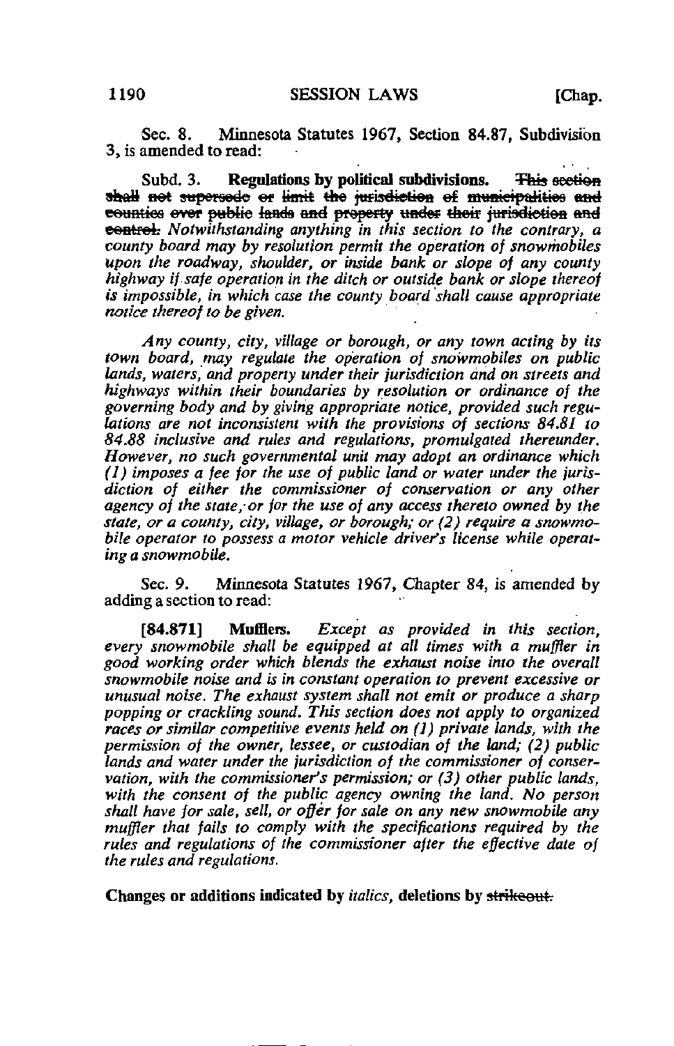Sec. 8. Minnesota Statutes 1967, Section 84.87, Subdivision 3, is amended to read:

Subd. 3. **Regulations by political subdivisions.** ~~This section shall not supersede or limit the jurisdiction of municipalities and counties over public lands and property under their jurisdiction and control.~~ *Notwithstanding anything in this section to the contrary, a county board may by resolution permit the operation of snowmobiles upon the roadway, shoulder, or inside bank or slope of any county highway if safe operation in the ditch or outside bank or slope thereof is impossible, in which case the county board shall cause appropriate notice thereof to be given.*

*Any county, city, village or borough, or any town acting by its town board, may regulate the operation of snowmobiles on public lands, waters, and property under their jurisdiction and on streets and highways within their boundaries by resolution or ordinance of the governing body and by giving appropriate notice, provided such regulations are not inconsistent with the provisions of sections 84.81 to 84.88 inclusive and rules and regulations, promulgated thereunder. However, no such governmental unit may adopt an ordinance which (1) imposes a fee for the use of public land or water under the jurisdiction of either the commissioner of conservation or any other agency of the state, or for the use of any access thereto owned by the state, or a county, city, village, or borough; or (2) require a snowmobile operator to possess a motor vehicle driver's license while operating a snowmobile.*

Sec. 9. Minnesota Statutes 1967, Chapter 84, is amended by adding a section to read:

[84.871] **Mufflers.** *Except as provided in this section, every snowmobile shall be equipped at all times with a muffler in good working order which blends the exhaust noise into the overall snowmobile noise and is in constant operation to prevent excessive or unusual noise. The exhaust system shall not emit or produce a sharp popping or crackling sound. This section does not apply to organized races or similar competitive events held on (1) private lands, with the permission of the owner, lessee, or custodian of the land; (2) public lands and water under the jurisdiction of the commissioner of conservation, with the commissioner's permission; or (3) other public lands, with the consent of the public agency owning the land. No person shall have for sale, sell, or offer for sale on any new snowmobile any muffler that fails to comply with the specifications required by the rules and regulations of the commissioner after the effective date of the rules and regulations.*

**Changes or additions indicated by** *italics*, **deletions by** ~~strikeout.~~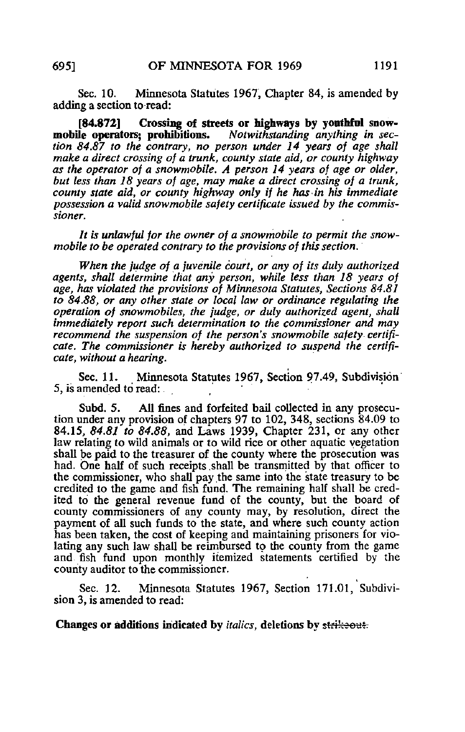Sec. 10. Minnesota Statutes 1967, Chapter 84, is amended by adding a section to read:

**[84.872] Crossing of streets or highways by youthful snowmobile operators; prohibitions.** *Notwithstanding anything in section 84.87 to the contrary, no person under 14 years of age shall make a direct crossing of a trunk, county state aid, or county highway as the operator of a snowmobile. A person 14 years of age or older, but less than 18 years of age, may make a direct crossing of a trunk, county state aid, or county highway only if he has in his immediate possession a valid snowmobile safety certificate issued by the commissioner.*

*It is unlawful for the owner of a snowmobile to permit the snowmobile to be operated contrary to the provisions of this section.*

*When the judge of a juvenile court, or any of its duly authorized agents, shall determine that any person, while less than 18 years of age, has violated the provisions of Minnesota Statutes, Sections 84.81 to 84.88, or any other state or local law or ordinance regulating the operation of snowmobiles, the judge, or duly authorized agent, shall immediately report such determination to the commissioner and may recommend the suspension of the person's snowmobile safety certificate. The commissioner is hereby authorized to suspend the certificate, without a hearing.*

Sec. 11. Minnesota Statutes 1967, Section 97.49, Subdivision 5, is amended to read:

Subd. 5. All fines and forfeited bail collected in any prosecution under any provision of chapters 97 to 102, 348, sections 84.09 to 84.15, *84.81 to 84.88,* and Laws 1939, Chapter 231, or any other law relating to wild animals or to wild rice or other aquatic vegetation shall be paid to the treasurer of the county where the prosecution was had. One half of such receipts shall be transmitted by that officer to the commissioner, who shall pay the same into the state treasury to be credited to the game and fish fund. The remaining half shall be credited to the general revenue fund of the county, but the board of county commissioners of any county may, by resolution, direct the payment of all such funds to the state, and where such county action has been taken, the cost of keeping and maintaining prisoners for violating any such law shall be reimbursed to the county from the game and fish fund upon monthly itemized statements certified by the county auditor to the commissioner.

Sec. 12. Minnesota Statutes 1967, Section 171.01, Subdivision 3, is amended to read:

**Changes or additions indicated by** *italics*, **deletions by** ~~strikeout.~~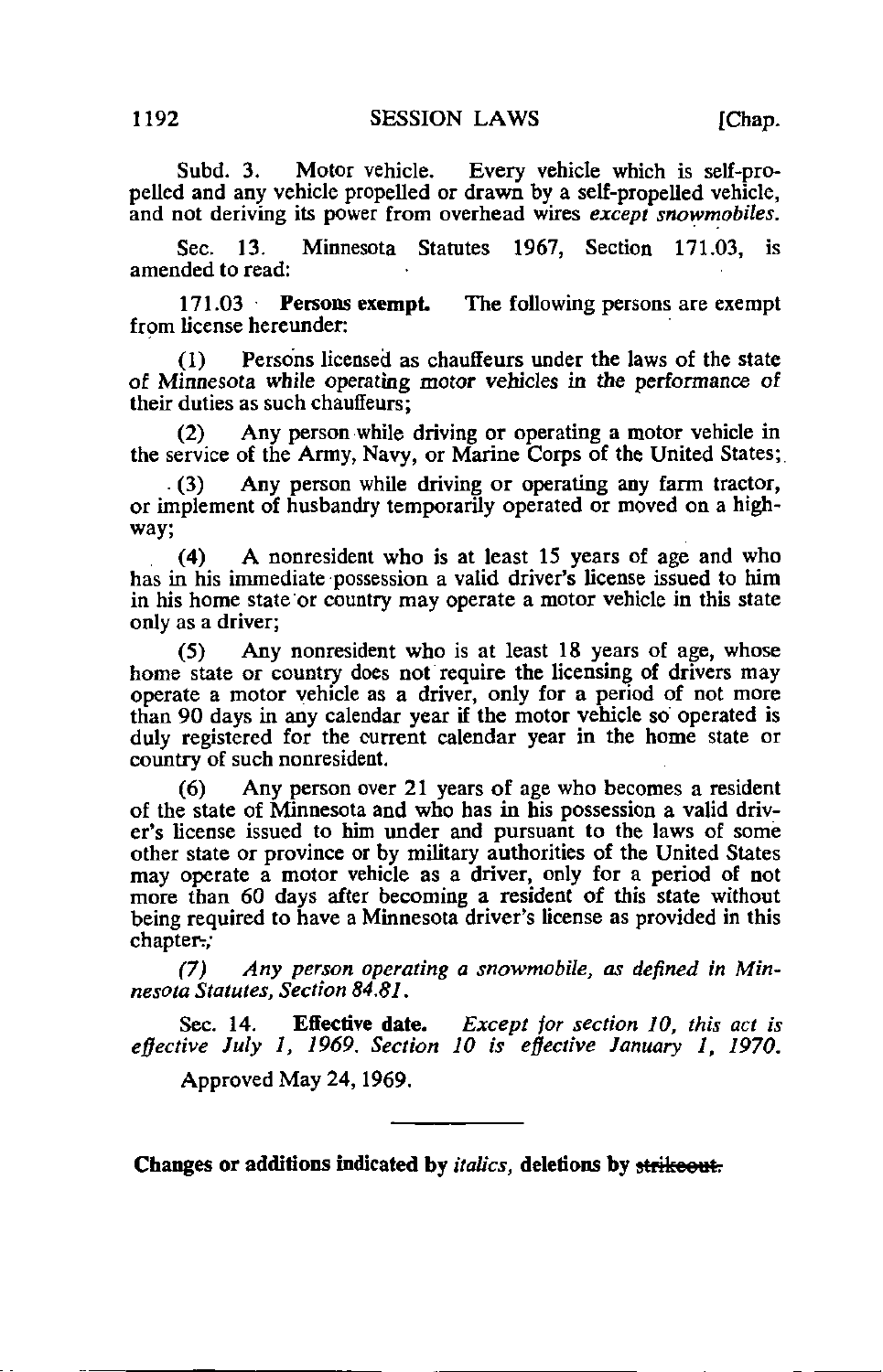Subd. 3. Motor vehicle. Every vehicle which is self-propelled and any vehicle propelled or drawn by a self-propelled vehicle, and not deriving its power from overhead wires *except snowmobiles.*

Sec. 13. Minnesota Statutes 1967, Section 171.03, is amended to read:

171.03 **Persons exempt.** The following persons are exempt from license hereunder:

(1) Persons licensed as chauffeurs under the laws of the state of Minnesota while operating motor vehicles in the performance of their duties as such chauffeurs;

(2) Any person while driving or operating a motor vehicle in the service of the Army, Navy, or Marine Corps of the United States;

(3) Any person while driving or operating any farm tractor, or implement of husbandry temporarily operated or moved on a highway;

(4) A nonresident who is at least 15 years of age and who has in his immediate possession a valid driver's license issued to him in his home state or country may operate a motor vehicle in this state only as a driver;

(5) Any nonresident who is at least 18 years of age, whose home state or country does not require the licensing of drivers may operate a motor vehicle as a driver, only for a period of not more than 90 days in any calendar year if the motor vehicle so operated is duly registered for the current calendar year in the home state or country of such nonresident.

(6) Any person over 21 years of age who becomes a resident of the state of Minnesota and who has in his possession a valid driver's license issued to him under and pursuant to the laws of some other state or province or by military authorities of the United States may operate a motor vehicle as a driver, only for a period of not more than 60 days after becoming a resident of this state without being required to have a Minnesota driver's license as provided in this chapter~~.~~*;*

*(7) Any person operating a snowmobile, as defined in Minnesota Statutes, Section 84.81.*

Sec. 14. **Effective date.** *Except for section 10, this act is effective July 1, 1969. Section 10 is effective January 1, 1970.*

Approved May 24, 1969.

---

**Changes or additions indicated by *italics*, deletions by ~~strikeout.~~**